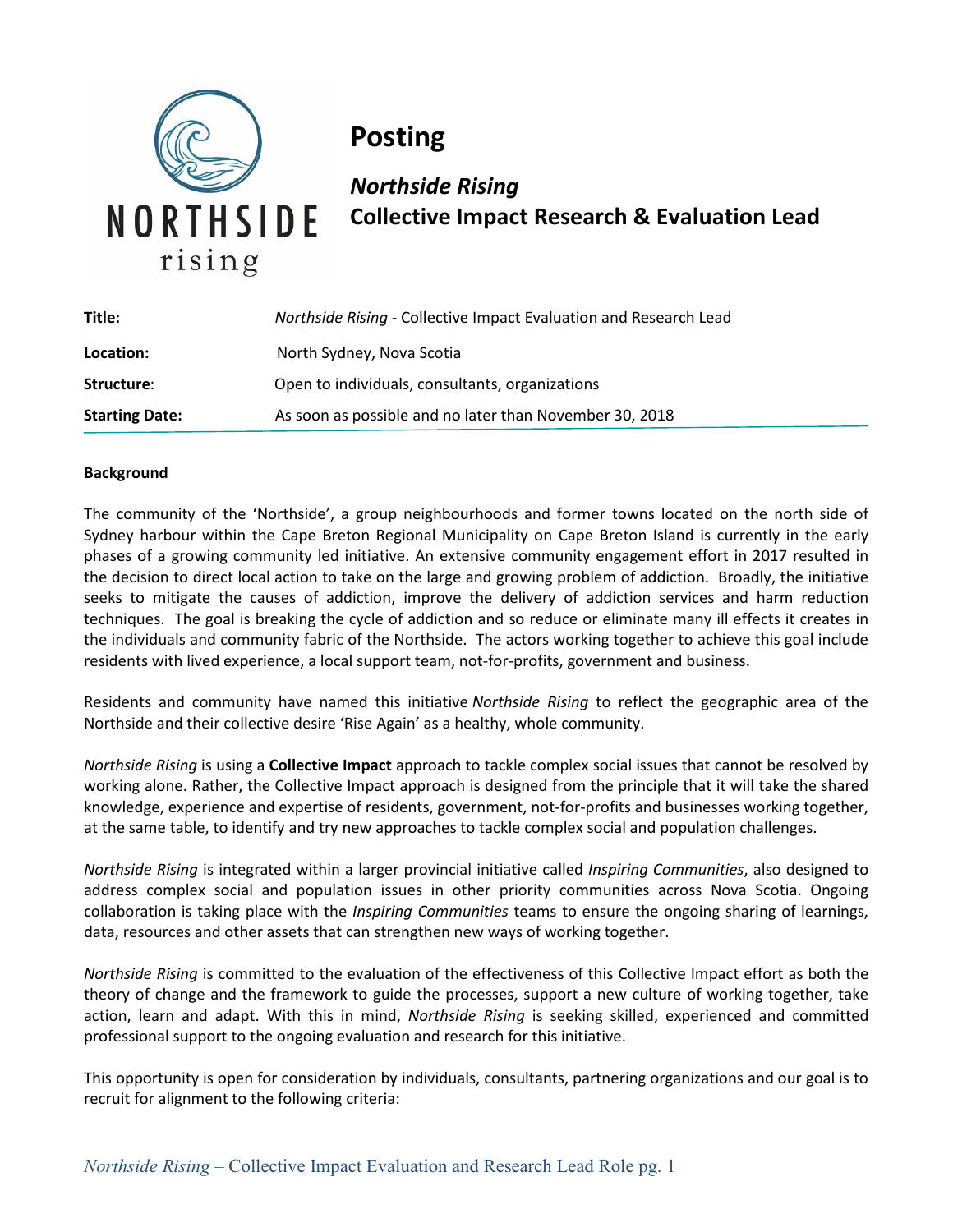NORTHSIDE rising

# Posting

## *Northside Rising*
## Collective Impact Research & Evaluation Lead

| | |
|---|---|
| **Title:** | *Northside Rising* - Collective Impact Evaluation and Research Lead |
| **Location:** | North Sydney, Nova Scotia |
| **Structure**: | Open to individuals, consultants, organizations |
| **Starting Date:** | As soon as possible and no later than November 30, 2018 |

**Background**

The community of the 'Northside', a group neighbourhoods and former towns located on the north side of Sydney harbour within the Cape Breton Regional Municipality on Cape Breton Island is currently in the early phases of a growing community led initiative. An extensive community engagement effort in 2017 resulted in the decision to direct local action to take on the large and growing problem of addiction. Broadly, the initiative seeks to mitigate the causes of addiction, improve the delivery of addiction services and harm reduction techniques. The goal is breaking the cycle of addiction and so reduce or eliminate many ill effects it creates in the individuals and community fabric of the Northside. The actors working together to achieve this goal include residents with lived experience, a local support team, not-for-profits, government and business.

Residents and community have named this initiative *Northside Rising* to reflect the geographic area of the Northside and their collective desire 'Rise Again' as a healthy, whole community.

*Northside Rising* is using a **Collective Impact** approach to tackle complex social issues that cannot be resolved by working alone. Rather, the Collective Impact approach is designed from the principle that it will take the shared knowledge, experience and expertise of residents, government, not-for-profits and businesses working together, at the same table, to identify and try new approaches to tackle complex social and population challenges.

*Northside Rising* is integrated within a larger provincial initiative called *Inspiring Communities*, also designed to address complex social and population issues in other priority communities across Nova Scotia. Ongoing collaboration is taking place with the *Inspiring Communities* teams to ensure the ongoing sharing of learnings, data, resources and other assets that can strengthen new ways of working together.

*Northside Rising* is committed to the evaluation of the effectiveness of this Collective Impact effort as both the theory of change and the framework to guide the processes, support a new culture of working together, take action, learn and adapt. With this in mind, *Northside Rising* is seeking skilled, experienced and committed professional support to the ongoing evaluation and research for this initiative.

This opportunity is open for consideration by individuals, consultants, partnering organizations and our goal is to recruit for alignment to the following criteria: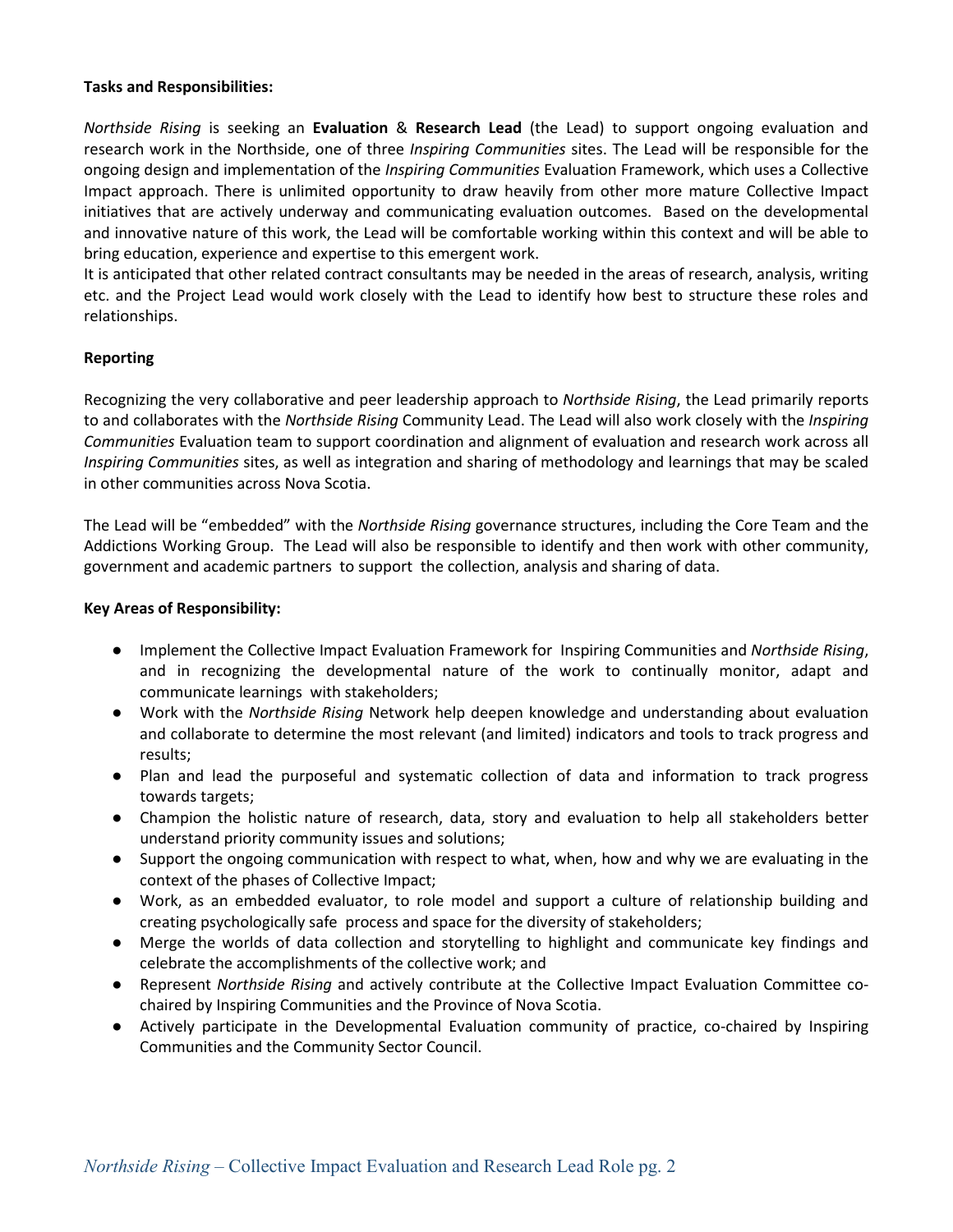**Tasks and Responsibilities:**

*Northside Rising* is seeking an **Evaluation** & **Research Lead** (the Lead) to support ongoing evaluation and research work in the Northside, one of three *Inspiring Communities* sites. The Lead will be responsible for the ongoing design and implementation of the *Inspiring Communities* Evaluation Framework, which uses a Collective Impact approach. There is unlimited opportunity to draw heavily from other more mature Collective Impact initiatives that are actively underway and communicating evaluation outcomes. Based on the developmental and innovative nature of this work, the Lead will be comfortable working within this context and will be able to bring education, experience and expertise to this emergent work.
It is anticipated that other related contract consultants may be needed in the areas of research, analysis, writing etc. and the Project Lead would work closely with the Lead to identify how best to structure these roles and relationships.

**Reporting**

Recognizing the very collaborative and peer leadership approach to *Northside Rising*, the Lead primarily reports to and collaborates with the *Northside Rising* Community Lead. The Lead will also work closely with the *Inspiring Communities* Evaluation team to support coordination and alignment of evaluation and research work across all *Inspiring Communities* sites, as well as integration and sharing of methodology and learnings that may be scaled in other communities across Nova Scotia.

The Lead will be "embedded" with the *Northside Rising* governance structures, including the Core Team and the Addictions Working Group. The Lead will also be responsible to identify and then work with other community, government and academic partners to support the collection, analysis and sharing of data.

**Key Areas of Responsibility:**

- Implement the Collective Impact Evaluation Framework for Inspiring Communities and *Northside Rising*, and in recognizing the developmental nature of the work to continually monitor, adapt and communicate learnings with stakeholders;
- Work with the *Northside Rising* Network help deepen knowledge and understanding about evaluation and collaborate to determine the most relevant (and limited) indicators and tools to track progress and results;
- Plan and lead the purposeful and systematic collection of data and information to track progress towards targets;
- Champion the holistic nature of research, data, story and evaluation to help all stakeholders better understand priority community issues and solutions;
- Support the ongoing communication with respect to what, when, how and why we are evaluating in the context of the phases of Collective Impact;
- Work, as an embedded evaluator, to role model and support a culture of relationship building and creating psychologically safe process and space for the diversity of stakeholders;
- Merge the worlds of data collection and storytelling to highlight and communicate key findings and celebrate the accomplishments of the collective work; and
- Represent *Northside Rising* and actively contribute at the Collective Impact Evaluation Committee co-chaired by Inspiring Communities and the Province of Nova Scotia.
- Actively participate in the Developmental Evaluation community of practice, co-chaired by Inspiring Communities and the Community Sector Council.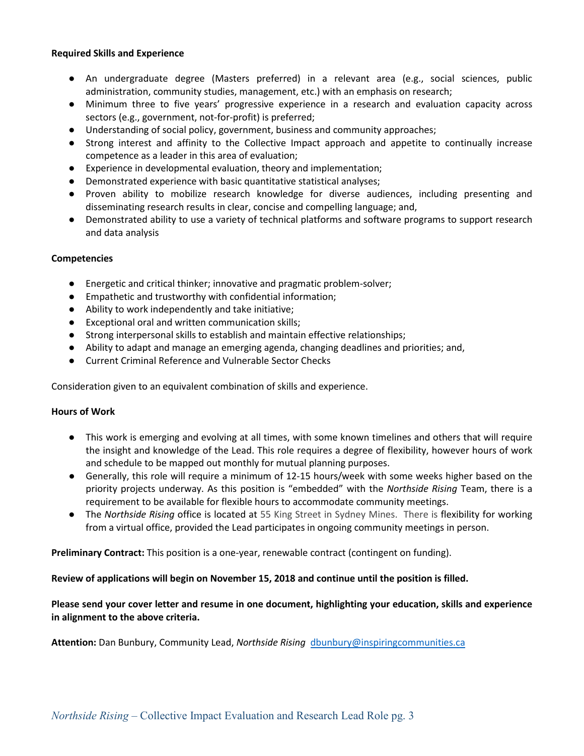**Required Skills and Experience**

- An undergraduate degree (Masters preferred) in a relevant area (e.g., social sciences, public administration, community studies, management, etc.) with an emphasis on research;
- Minimum three to five years' progressive experience in a research and evaluation capacity across sectors (e.g., government, not-for-profit) is preferred;
- Understanding of social policy, government, business and community approaches;
- Strong interest and affinity to the Collective Impact approach and appetite to continually increase competence as a leader in this area of evaluation;
- Experience in developmental evaluation, theory and implementation;
- Demonstrated experience with basic quantitative statistical analyses;
- Proven ability to mobilize research knowledge for diverse audiences, including presenting and disseminating research results in clear, concise and compelling language; and,
- Demonstrated ability to use a variety of technical platforms and software programs to support research and data analysis

**Competencies**

- Energetic and critical thinker; innovative and pragmatic problem-solver;
- Empathetic and trustworthy with confidential information;
- Ability to work independently and take initiative;
- Exceptional oral and written communication skills;
- Strong interpersonal skills to establish and maintain effective relationships;
- Ability to adapt and manage an emerging agenda, changing deadlines and priorities; and,
- Current Criminal Reference and Vulnerable Sector Checks

Consideration given to an equivalent combination of skills and experience.

**Hours of Work**

- This work is emerging and evolving at all times, with some known timelines and others that will require the insight and knowledge of the Lead. This role requires a degree of flexibility, however hours of work and schedule to be mapped out monthly for mutual planning purposes.
- Generally, this role will require a minimum of 12-15 hours/week with some weeks higher based on the priority projects underway. As this position is "embedded" with the *Northside Rising* Team, there is a requirement to be available for flexible hours to accommodate community meetings.
- The *Northside Rising* office is located at 55 King Street in Sydney Mines. There is flexibility for working from a virtual office, provided the Lead participates in ongoing community meetings in person.

**Preliminary Contract:** This position is a one-year, renewable contract (contingent on funding).

**Review of applications will begin on November 15, 2018 and continue until the position is filled.**

**Please send your cover letter and resume in one document, highlighting your education, skills and experience in alignment to the above criteria.**

**Attention:** Dan Bunbury, Community Lead, *Northside Rising* dbunbury@inspiringcommunities.ca